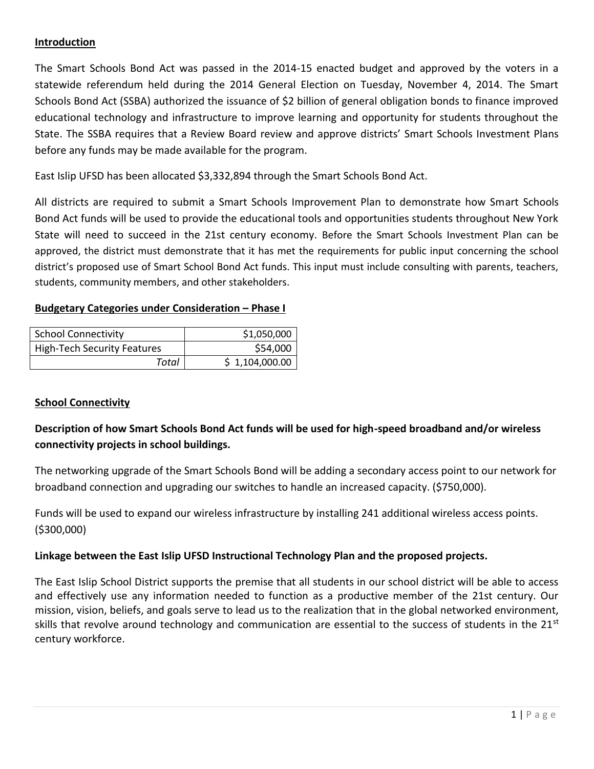**Introduction**

The Smart Schools Bond Act was passed in the 2014-15 enacted budget and approved by the voters in a statewide referendum held during the 2014 General Election on Tuesday, November 4, 2014. The Smart Schools Bond Act (SSBA) authorized the issuance of $2 billion of general obligation bonds to finance improved educational technology and infrastructure to improve learning and opportunity for students throughout the State. The SSBA requires that a Review Board review and approve districts' Smart Schools Investment Plans before any funds may be made available for the program.

East Islip UFSD has been allocated $3,332,894 through the Smart Schools Bond Act.

All districts are required to submit a Smart Schools Improvement Plan to demonstrate how Smart Schools Bond Act funds will be used to provide the educational tools and opportunities students throughout New York State will need to succeed in the 21st century economy. Before the Smart Schools Investment Plan can be approved, the district must demonstrate that it has met the requirements for public input concerning the school district's proposed use of Smart School Bond Act funds. This input must include consulting with parents, teachers, students, community members, and other stakeholders.

**Budgetary Categories under Consideration – Phase I**

| | |
|---|---:|
| School Connectivity | $1,050,000 |
| High-Tech Security Features | $54,000 |
| *Total* | $ 1,104,000.00 |

**School Connectivity**

**Description of how Smart Schools Bond Act funds will be used for high-speed broadband and/or wireless connectivity projects in school buildings.**

The networking upgrade of the Smart Schools Bond will be adding a secondary access point to our network for broadband connection and upgrading our switches to handle an increased capacity. ($750,000).

Funds will be used to expand our wireless infrastructure by installing 241 additional wireless access points. ($300,000)

**Linkage between the East Islip UFSD Instructional Technology Plan and the proposed projects.**

The East Islip School District supports the premise that all students in our school district will be able to access and effectively use any information needed to function as a productive member of the 21st century. Our mission, vision, beliefs, and goals serve to lead us to the realization that in the global networked environment, skills that revolve around technology and communication are essential to the success of students in the 21st century workforce.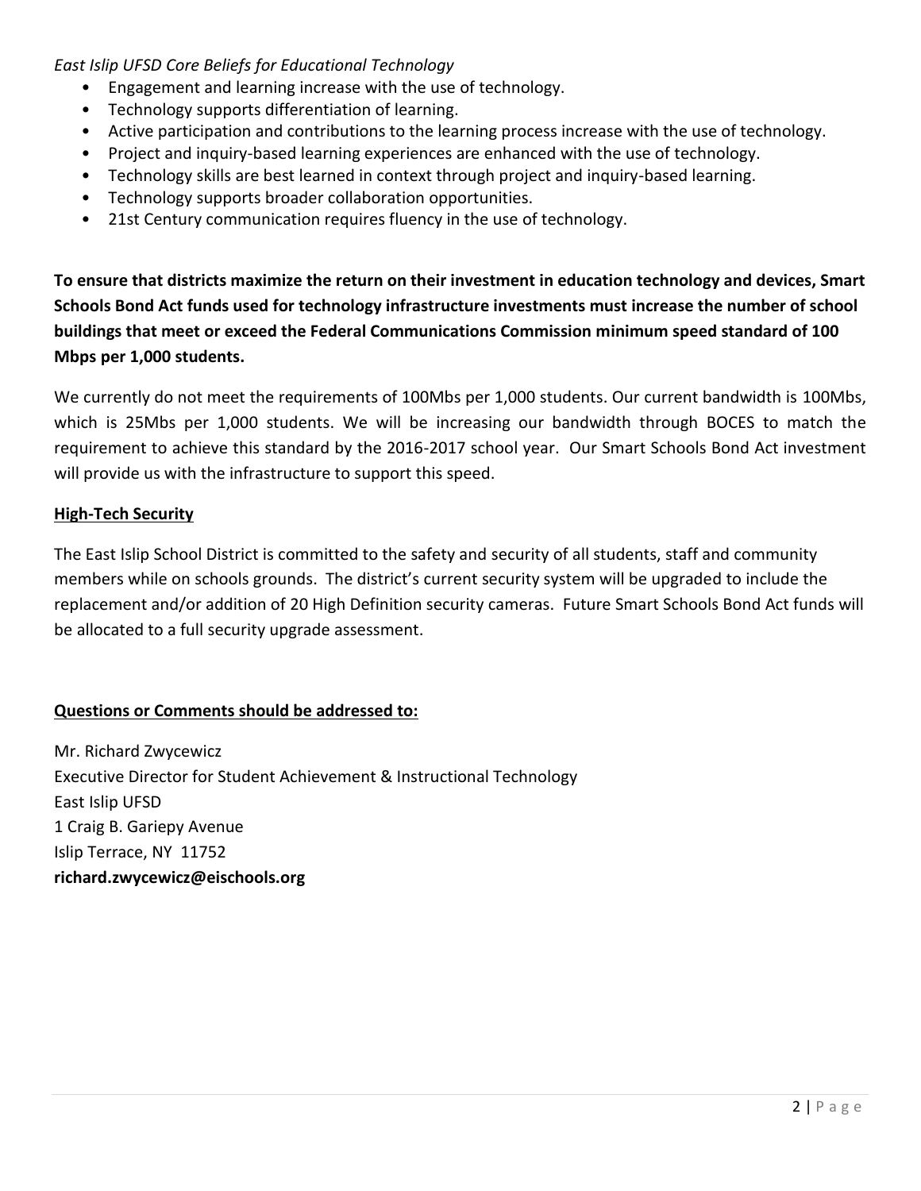*East Islip UFSD Core Beliefs for Educational Technology*

- Engagement and learning increase with the use of technology.
- Technology supports differentiation of learning.
- Active participation and contributions to the learning process increase with the use of technology.
- Project and inquiry-based learning experiences are enhanced with the use of technology.
- Technology skills are best learned in context through project and inquiry-based learning.
- Technology supports broader collaboration opportunities.
- 21st Century communication requires fluency in the use of technology.

**To ensure that districts maximize the return on their investment in education technology and devices, Smart Schools Bond Act funds used for technology infrastructure investments must increase the number of school buildings that meet or exceed the Federal Communications Commission minimum speed standard of 100 Mbps per 1,000 students.**

We currently do not meet the requirements of 100Mbs per 1,000 students. Our current bandwidth is 100Mbs, which is 25Mbs per 1,000 students. We will be increasing our bandwidth through BOCES to match the requirement to achieve this standard by the 2016-2017 school year. Our Smart Schools Bond Act investment will provide us with the infrastructure to support this speed.

**High-Tech Security**

The East Islip School District is committed to the safety and security of all students, staff and community members while on schools grounds. The district's current security system will be upgraded to include the replacement and/or addition of 20 High Definition security cameras. Future Smart Schools Bond Act funds will be allocated to a full security upgrade assessment.

**Questions or Comments should be addressed to:**

Mr. Richard Zwycewicz
Executive Director for Student Achievement & Instructional Technology
East Islip UFSD
1 Craig B. Gariepy Avenue
Islip Terrace, NY 11752
**richard.zwycewicz@eischools.org**